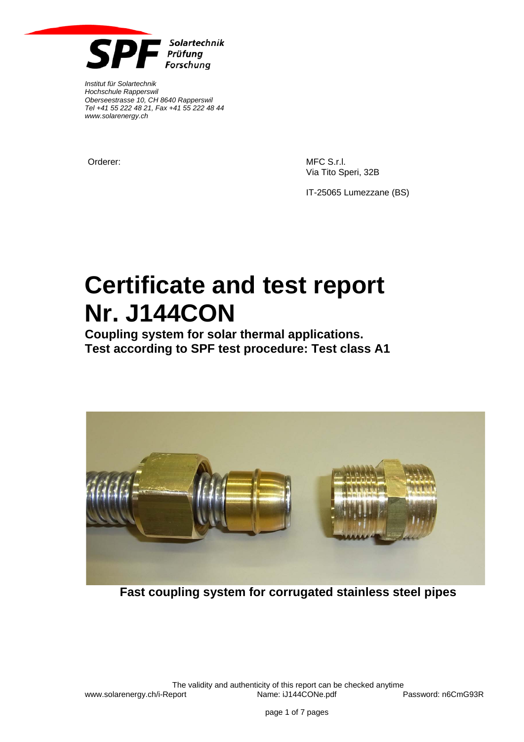SPF Solartechnik Prüfung Forschung

*Institut für Solartechnik*
*Hochschule Rapperswil*
*Oberseestrasse 10, CH 8640 Rapperswil*
*Tel +41 55 222 48 21, Fax +41 55 222 48 44*
*www.solarenergy.ch*

Orderer:

MFC S.r.l.
Via Tito Speri, 32B

IT-25065 Lumezzane (BS)

# Certificate and test report Nr. J144CON

**Coupling system for solar thermal applications.**
**Test according to SPF test procedure: Test class A1**

**Fast coupling system for corrugated stainless steel pipes**

The validity and authenticity of this report can be checked anytime
www.solarenergy.ch/i-Report Name: iJ144CONe.pdf Password: n6CmG93R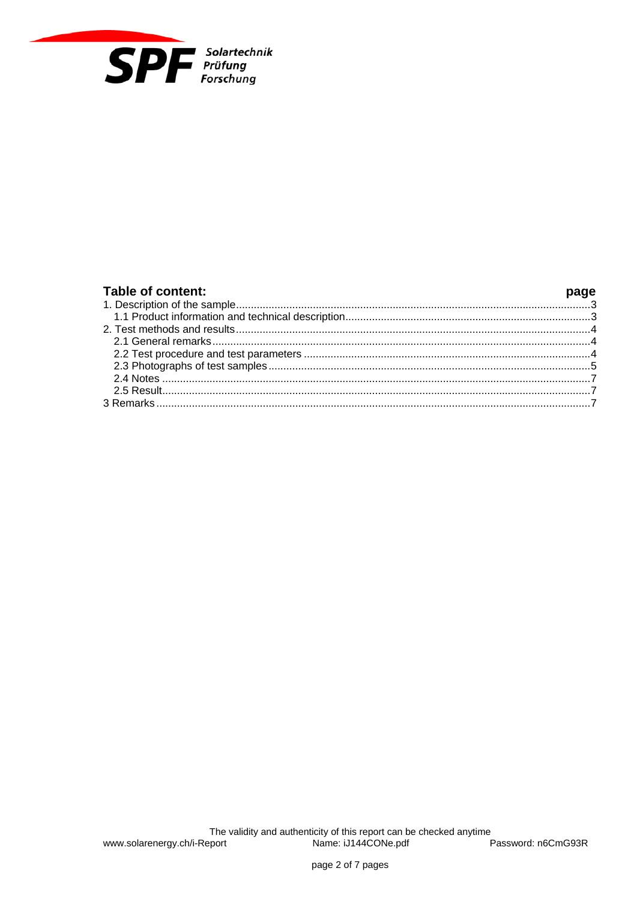## Table of content:

| | page |
|---|---|
| 1. Description of the sample | 3 |
| 1.1 Product information and technical description | 3 |
| 2. Test methods and results | 4 |
| 2.1 General remarks | 4 |
| 2.2 Test procedure and test parameters | 4 |
| 2.3 Photographs of test samples | 5 |
| 2.4 Notes | 7 |
| 2.5 Result | 7 |
| 3 Remarks | 7 |

The validity and authenticity of this report can be checked anytime
www.solarenergy.ch/i-Report Name: iJ144CONe.pdf Password: n6CmG93R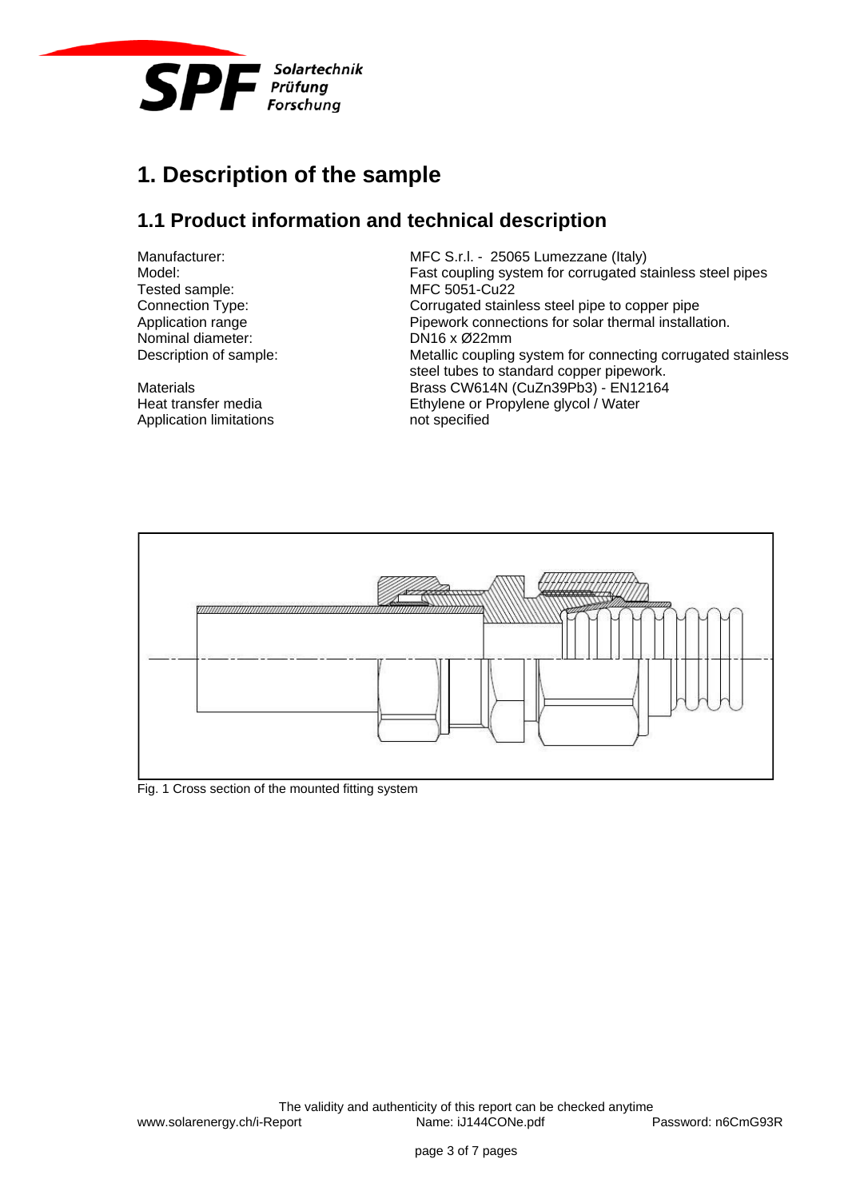# 1. Description of the sample

## 1.1 Product information and technical description

| | |
|---|---|
| Manufacturer: | MFC S.r.l. - 25065 Lumezzane (Italy) |
| Model: | Fast coupling system for corrugated stainless steel pipes |
| Tested sample: | MFC 5051-Cu22 |
| Connection Type: | Corrugated stainless steel pipe to copper pipe |
| Application range | Pipework connections for solar thermal installation. |
| Nominal diameter: | DN16 x Ø22mm |
| Description of sample: | Metallic coupling system for connecting corrugated stainless steel tubes to standard copper pipework. |
| Materials | Brass CW614N (CuZn39Pb3) - EN12164 |
| Heat transfer media | Ethylene or Propylene glycol / Water |
| Application limitations | not specified |

Fig. 1 Cross section of the mounted fitting system

The validity and authenticity of this report can be checked anytime
www.solarenergy.ch/i-Report Name: iJ144CONe.pdf Password: n6CmG93R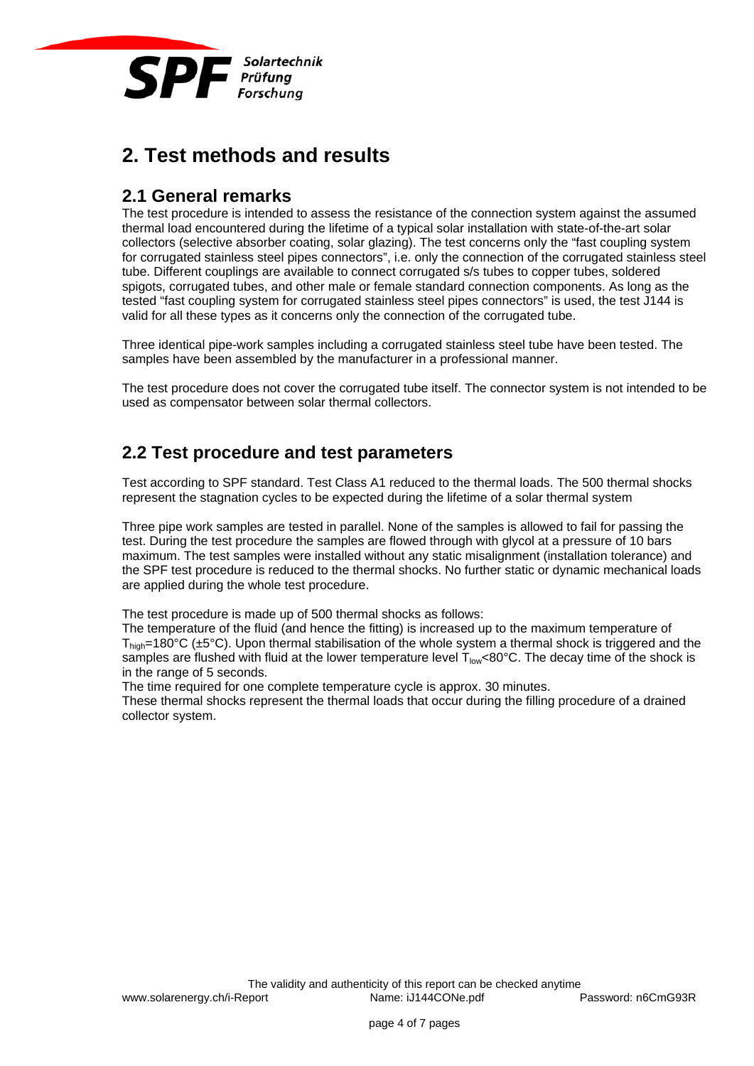# 2. Test methods and results

## 2.1 General remarks

The test procedure is intended to assess the resistance of the connection system against the assumed thermal load encountered during the lifetime of a typical solar installation with state-of-the-art solar collectors (selective absorber coating, solar glazing). The test concerns only the “fast coupling system for corrugated stainless steel pipes connectors”, i.e. only the connection of the corrugated stainless steel tube. Different couplings are available to connect corrugated s/s tubes to copper tubes, soldered spigots, corrugated tubes, and other male or female standard connection components. As long as the tested “fast coupling system for corrugated stainless steel pipes connectors” is used, the test J144 is valid for all these types as it concerns only the connection of the corrugated tube.

Three identical pipe-work samples including a corrugated stainless steel tube have been tested. The samples have been assembled by the manufacturer in a professional manner.

The test procedure does not cover the corrugated tube itself. The connector system is not intended to be used as compensator between solar thermal collectors.

## 2.2 Test procedure and test parameters

Test according to SPF standard. Test Class A1 reduced to the thermal loads. The 500 thermal shocks represent the stagnation cycles to be expected during the lifetime of a solar thermal system

Three pipe work samples are tested in parallel. None of the samples is allowed to fail for passing the test. During the test procedure the samples are flowed through with glycol at a pressure of 10 bars maximum. The test samples were installed without any static misalignment (installation tolerance) and the SPF test procedure is reduced to the thermal shocks. No further static or dynamic mechanical loads are applied during the whole test procedure.

The test procedure is made up of 500 thermal shocks as follows:
The temperature of the fluid (and hence the fitting) is increased up to the maximum temperature of $T_{high}$=180°C (±5°C). Upon thermal stabilisation of the whole system a thermal shock is triggered and the samples are flushed with fluid at the lower temperature level $T_{low}$<80°C. The decay time of the shock is in the range of 5 seconds.
The time required for one complete temperature cycle is approx. 30 minutes.
These thermal shocks represent the thermal loads that occur during the filling procedure of a drained collector system.

The validity and authenticity of this report can be checked anytime
www.solarenergy.ch/i-Report Name: iJ144CONe.pdf Password: n6CmG93R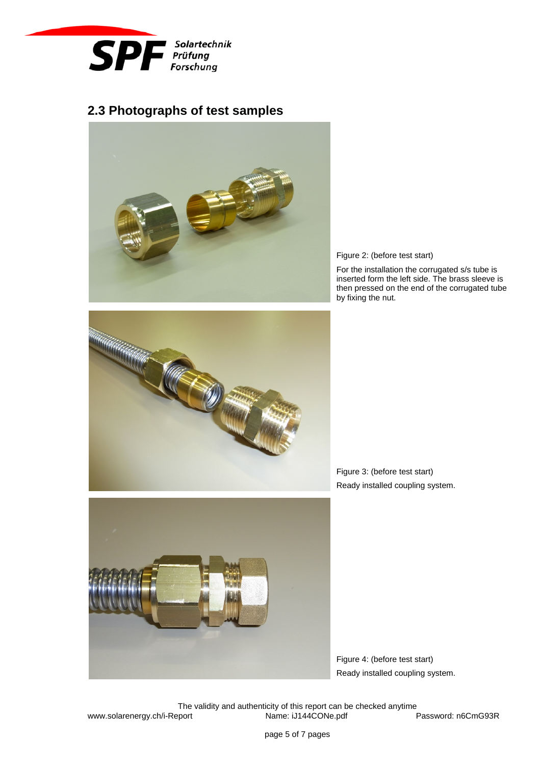## 2.3 Photographs of test samples

Figure 2: (before test start)

For the installation the corrugated s/s tube is inserted form the left side. The brass sleeve is then pressed on the end of the corrugated tube by fixing the nut.

Figure 3: (before test start)

Ready installed coupling system.

Figure 4: (before test start)

Ready installed coupling system.

The validity and authenticity of this report can be checked anytime

www.solarenergy.ch/i-Report Name: iJ144CONe.pdf Password: n6CmG93R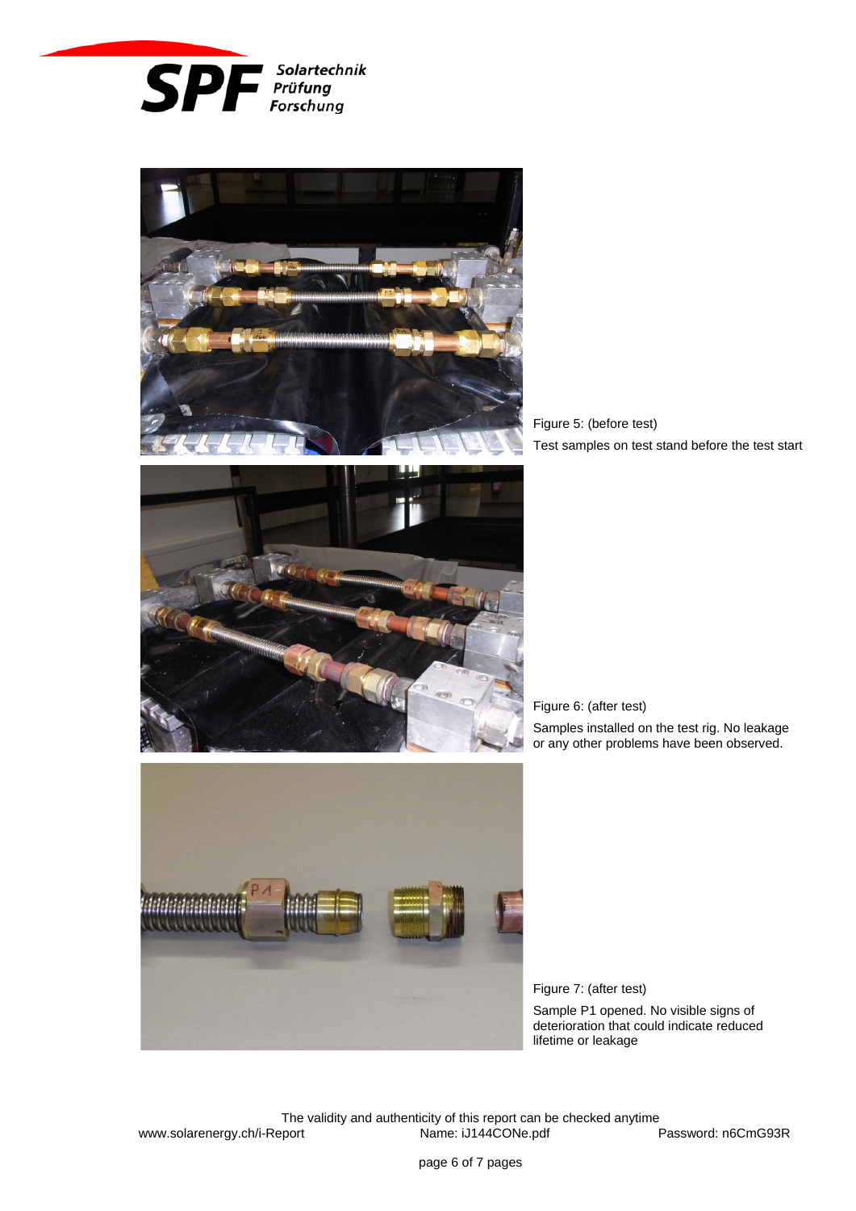Figure 5: (before test)

Test samples on test stand before the test start

Figure 6: (after test)

Samples installed on the test rig. No leakage or any other problems have been observed.

Figure 7: (after test)

Sample P1 opened. No visible signs of deterioration that could indicate reduced lifetime or leakage

The validity and authenticity of this report can be checked anytime

www.solarenergy.ch/i-Report Name: iJ144CONe.pdf Password: n6CmG93R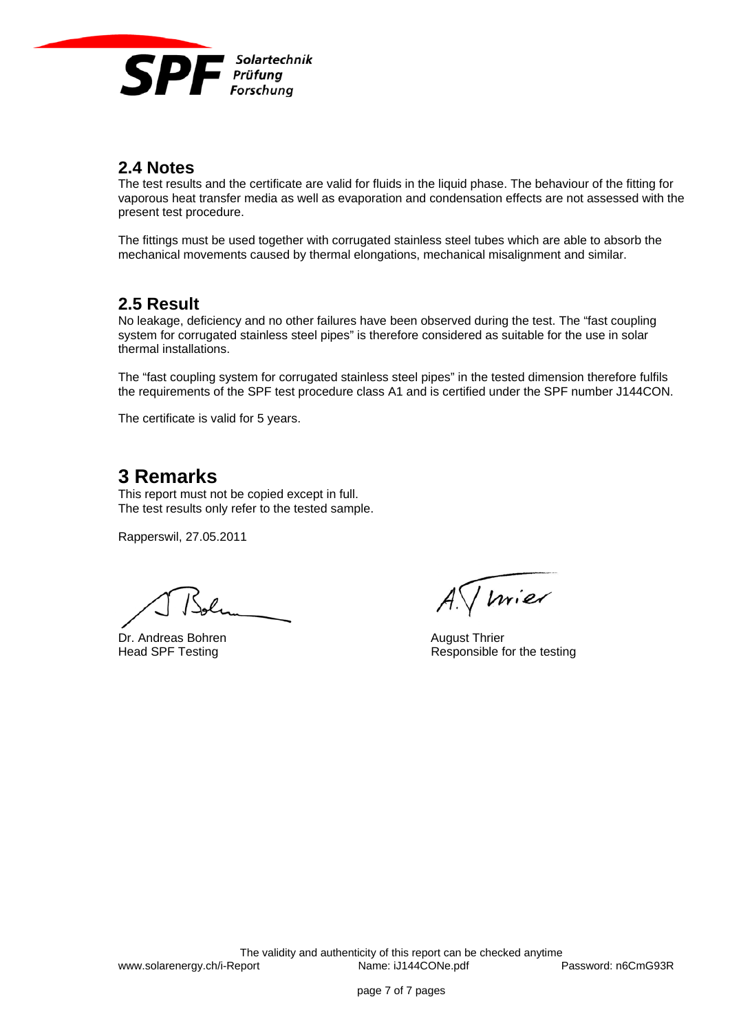## 2.4 Notes

The test results and the certificate are valid for fluids in the liquid phase. The behaviour of the fitting for vaporous heat transfer media as well as evaporation and condensation effects are not assessed with the present test procedure.

The fittings must be used together with corrugated stainless steel tubes which are able to absorb the mechanical movements caused by thermal elongations, mechanical misalignment and similar.

## 2.5 Result

No leakage, deficiency and no other failures have been observed during the test. The “fast coupling system for corrugated stainless steel pipes” is therefore considered as suitable for the use in solar thermal installations.

The “fast coupling system for corrugated stainless steel pipes” in the tested dimension therefore fulfils the requirements of the SPF test procedure class A1 and is certified under the SPF number J144CON.

The certificate is valid for 5 years.

# 3 Remarks

This report must not be copied except in full.
The test results only refer to the tested sample.

Rapperswil, 27.05.2011

Dr. Andreas Bohren
Head SPF Testing

August Thrier
Responsible for the testing

The validity and authenticity of this report can be checked anytime
www.solarenergy.ch/i-Report Name: iJ144CONe.pdf Password: n6CmG93R